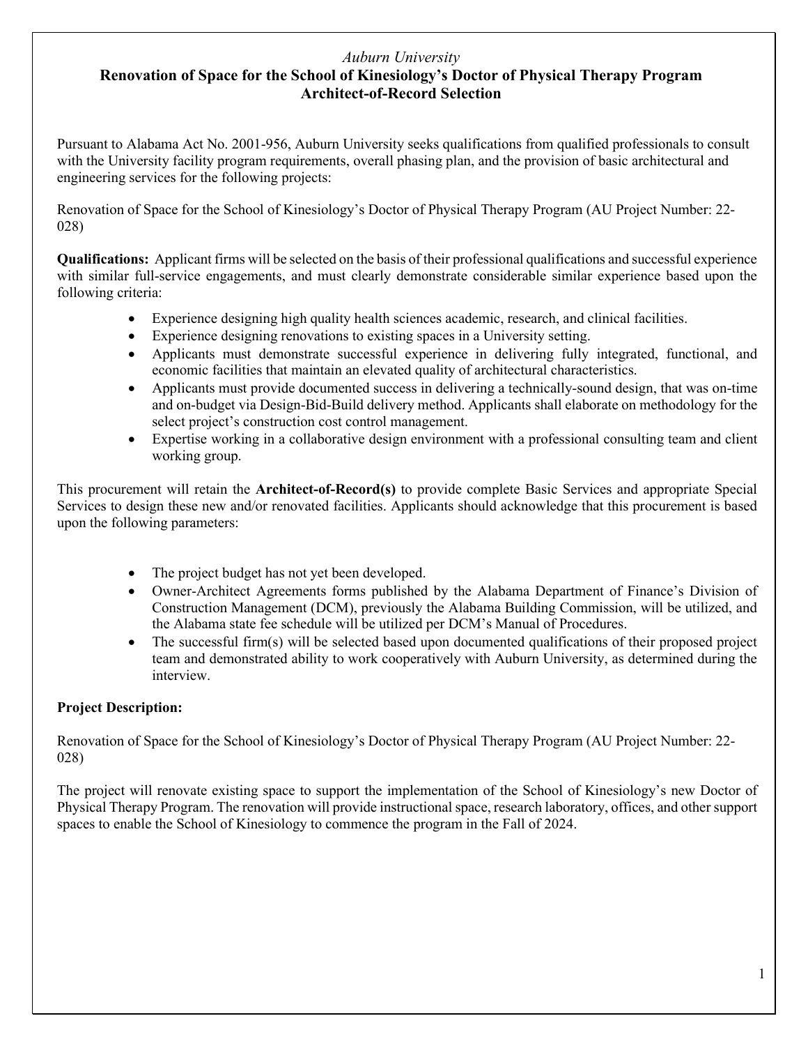*Auburn University*

# Renovation of Space for the School of Kinesiology's Doctor of Physical Therapy Program Architect-of-Record Selection

Pursuant to Alabama Act No. 2001-956, Auburn University seeks qualifications from qualified professionals to consult with the University facility program requirements, overall phasing plan, and the provision of basic architectural and engineering services for the following projects:

Renovation of Space for the School of Kinesiology's Doctor of Physical Therapy Program (AU Project Number: 22-028)

**Qualifications:** Applicant firms will be selected on the basis of their professional qualifications and successful experience with similar full-service engagements, and must clearly demonstrate considerable similar experience based upon the following criteria:

- Experience designing high quality health sciences academic, research, and clinical facilities.
- Experience designing renovations to existing spaces in a University setting.
- Applicants must demonstrate successful experience in delivering fully integrated, functional, and economic facilities that maintain an elevated quality of architectural characteristics.
- Applicants must provide documented success in delivering a technically-sound design, that was on-time and on-budget via Design-Bid-Build delivery method. Applicants shall elaborate on methodology for the select project's construction cost control management.
- Expertise working in a collaborative design environment with a professional consulting team and client working group.

This procurement will retain the **Architect-of-Record(s)** to provide complete Basic Services and appropriate Special Services to design these new and/or renovated facilities. Applicants should acknowledge that this procurement is based upon the following parameters:

- The project budget has not yet been developed.
- Owner-Architect Agreements forms published by the Alabama Department of Finance's Division of Construction Management (DCM), previously the Alabama Building Commission, will be utilized, and the Alabama state fee schedule will be utilized per DCM's Manual of Procedures.
- The successful firm(s) will be selected based upon documented qualifications of their proposed project team and demonstrated ability to work cooperatively with Auburn University, as determined during the interview.

**Project Description:**

Renovation of Space for the School of Kinesiology's Doctor of Physical Therapy Program (AU Project Number: 22-028)

The project will renovate existing space to support the implementation of the School of Kinesiology's new Doctor of Physical Therapy Program. The renovation will provide instructional space, research laboratory, offices, and other support spaces to enable the School of Kinesiology to commence the program in the Fall of 2024.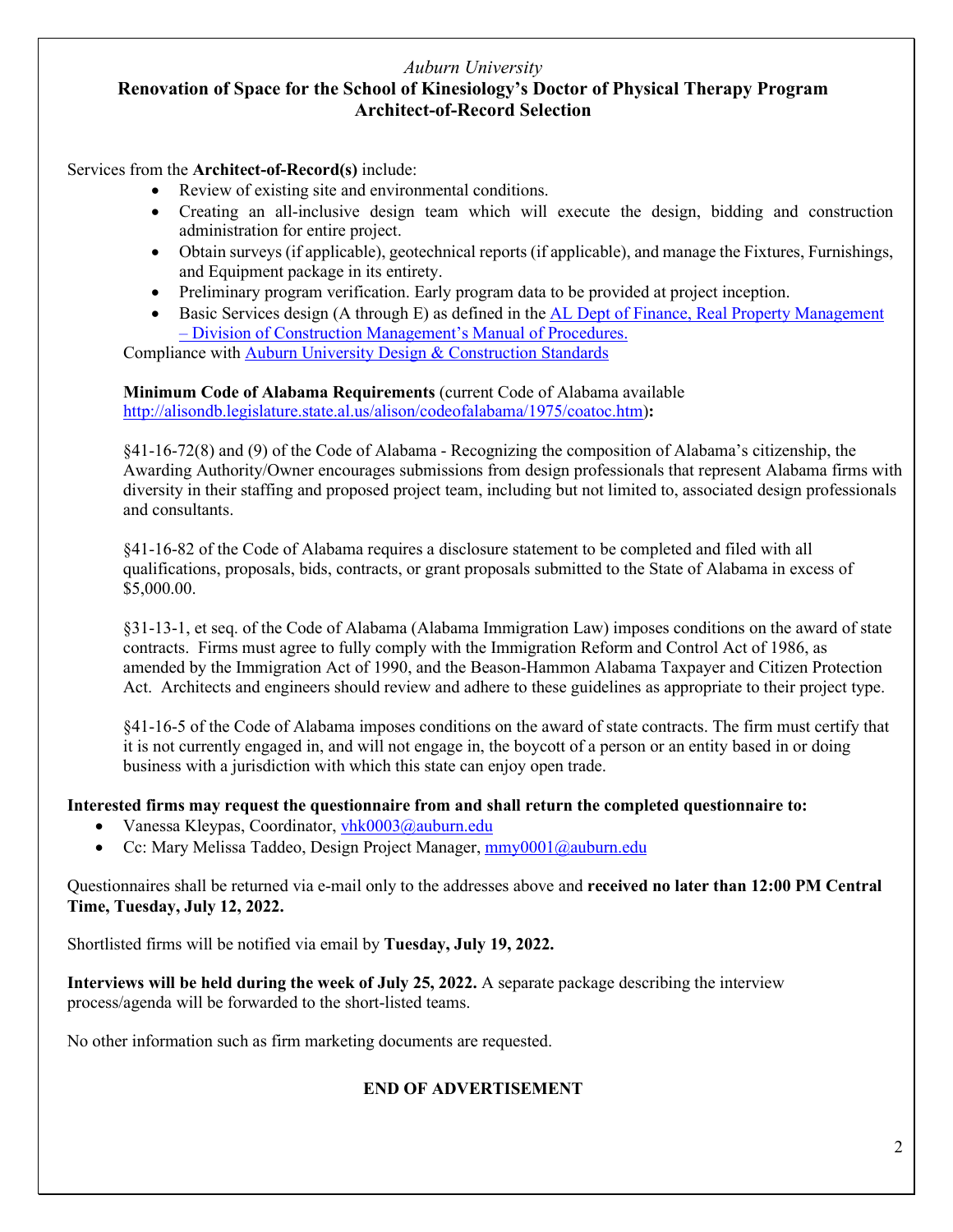*Auburn University*

**Renovation of Space for the School of Kinesiology's Doctor of Physical Therapy Program**
**Architect-of-Record Selection**

Services from the **Architect-of-Record(s)** include:

- Review of existing site and environmental conditions.
- Creating an all-inclusive design team which will execute the design, bidding and construction administration for entire project.
- Obtain surveys (if applicable), geotechnical reports (if applicable), and manage the Fixtures, Furnishings, and Equipment package in its entirety.
- Preliminary program verification. Early program data to be provided at project inception.
- Basic Services design (A through E) as defined in the AL Dept of Finance, Real Property Management – Division of Construction Management's Manual of Procedures.

Compliance with Auburn University Design & Construction Standards

**Minimum Code of Alabama Requirements** (current Code of Alabama available http://alisondb.legislature.state.al.us/alison/codeofalabama/1975/coatoc.htm)**:**

§41-16-72(8) and (9) of the Code of Alabama - Recognizing the composition of Alabama's citizenship, the Awarding Authority/Owner encourages submissions from design professionals that represent Alabama firms with diversity in their staffing and proposed project team, including but not limited to, associated design professionals and consultants.

§41-16-82 of the Code of Alabama requires a disclosure statement to be completed and filed with all qualifications, proposals, bids, contracts, or grant proposals submitted to the State of Alabama in excess of $5,000.00.

§31-13-1, et seq. of the Code of Alabama (Alabama Immigration Law) imposes conditions on the award of state contracts. Firms must agree to fully comply with the Immigration Reform and Control Act of 1986, as amended by the Immigration Act of 1990, and the Beason-Hammon Alabama Taxpayer and Citizen Protection Act. Architects and engineers should review and adhere to these guidelines as appropriate to their project type.

§41-16-5 of the Code of Alabama imposes conditions on the award of state contracts. The firm must certify that it is not currently engaged in, and will not engage in, the boycott of a person or an entity based in or doing business with a jurisdiction with which this state can enjoy open trade.

**Interested firms may request the questionnaire from and shall return the completed questionnaire to:**

- Vanessa Kleypas, Coordinator, vhk0003@auburn.edu
- Cc: Mary Melissa Taddeo, Design Project Manager, mmy0001@auburn.edu

Questionnaires shall be returned via e-mail only to the addresses above and **received no later than 12:00 PM Central Time, Tuesday, July 12, 2022.**

Shortlisted firms will be notified via email by **Tuesday, July 19, 2022.**

**Interviews will be held during the week of July 25, 2022.** A separate package describing the interview process/agenda will be forwarded to the short-listed teams.

No other information such as firm marketing documents are requested.

**END OF ADVERTISEMENT**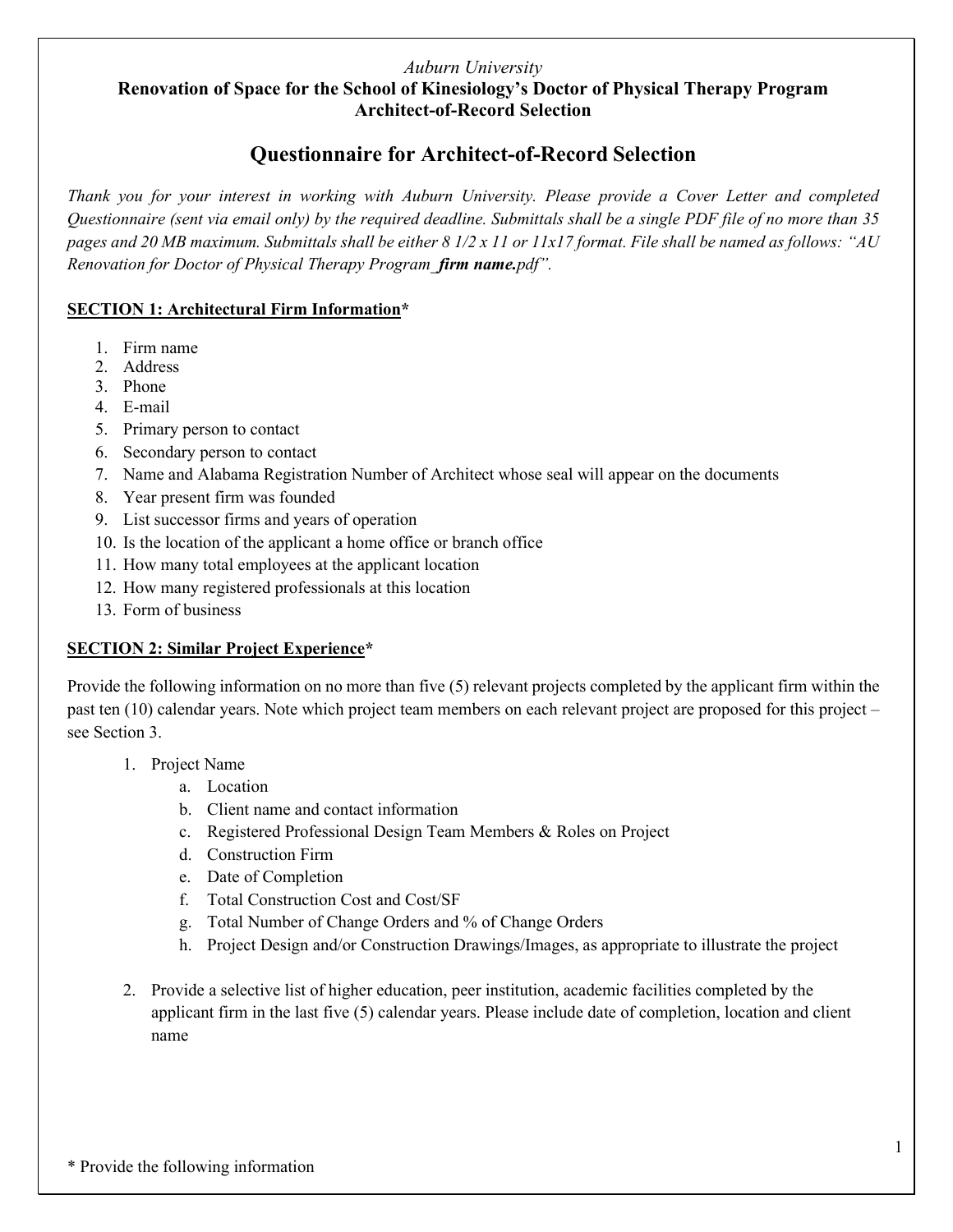*Auburn University*

**Renovation of Space for the School of Kinesiology's Doctor of Physical Therapy Program**
**Architect-of-Record Selection**

## Questionnaire for Architect-of-Record Selection

*Thank you for your interest in working with Auburn University. Please provide a Cover Letter and completed Questionnaire (sent via email only) by the required deadline. Submittals shall be a single PDF file of no more than 35 pages and 20 MB maximum. Submittals shall be either 8 1/2 x 11 or 11x17 format. File shall be named as follows: "AU Renovation for Doctor of Physical Therapy Program_**firm name.**pdf".*

**SECTION 1: Architectural Firm Information***

1. Firm name
2. Address
3. Phone
4. E-mail
5. Primary person to contact
6. Secondary person to contact
7. Name and Alabama Registration Number of Architect whose seal will appear on the documents
8. Year present firm was founded
9. List successor firms and years of operation
10. Is the location of the applicant a home office or branch office
11. How many total employees at the applicant location
12. How many registered professionals at this location
13. Form of business

**SECTION 2: Similar Project Experience***

Provide the following information on no more than five (5) relevant projects completed by the applicant firm within the past ten (10) calendar years. Note which project team members on each relevant project are proposed for this project – see Section 3.

1. Project Name
   a. Location
   b. Client name and contact information
   c. Registered Professional Design Team Members & Roles on Project
   d. Construction Firm
   e. Date of Completion
   f. Total Construction Cost and Cost/SF
   g. Total Number of Change Orders and % of Change Orders
   h. Project Design and/or Construction Drawings/Images, as appropriate to illustrate the project

2. Provide a selective list of higher education, peer institution, academic facilities completed by the applicant firm in the last five (5) calendar years. Please include date of completion, location and client name

\* Provide the following information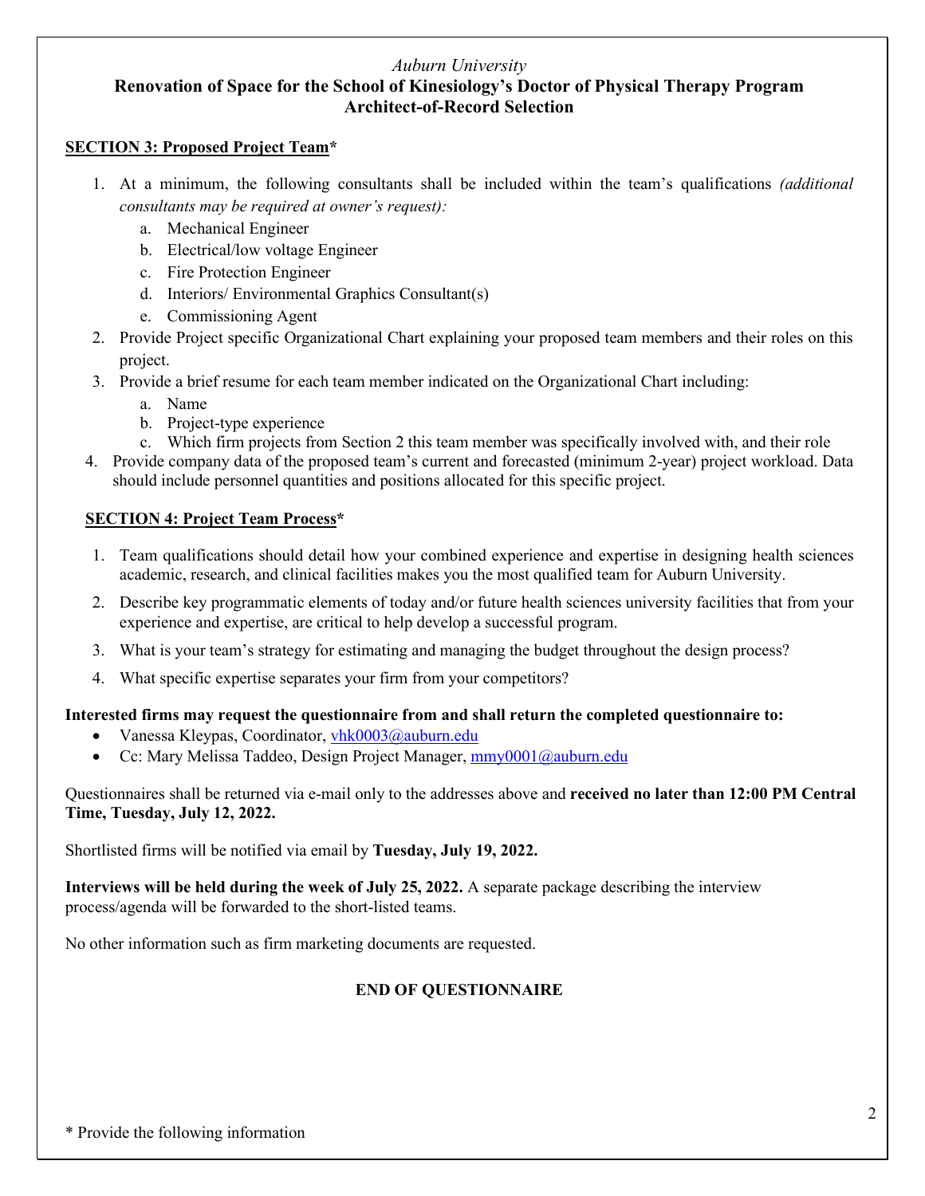*Auburn University*

**Renovation of Space for the School of Kinesiology's Doctor of Physical Therapy Program**
**Architect-of-Record Selection**

**SECTION 3: Proposed Project Team***

1. At a minimum, the following consultants shall be included within the team's qualifications *(additional consultants may be required at owner's request):*
   a. Mechanical Engineer
   b. Electrical/low voltage Engineer
   c. Fire Protection Engineer
   d. Interiors/ Environmental Graphics Consultant(s)
   e. Commissioning Agent
2. Provide Project specific Organizational Chart explaining your proposed team members and their roles on this project.
3. Provide a brief resume for each team member indicated on the Organizational Chart including:
   a. Name
   b. Project-type experience
   c. Which firm projects from Section 2 this team member was specifically involved with, and their role
4. Provide company data of the proposed team's current and forecasted (minimum 2-year) project workload. Data should include personnel quantities and positions allocated for this specific project.

**SECTION 4: Project Team Process***

1. Team qualifications should detail how your combined experience and expertise in designing health sciences academic, research, and clinical facilities makes you the most qualified team for Auburn University.
2. Describe key programmatic elements of today and/or future health sciences university facilities that from your experience and expertise, are critical to help develop a successful program.
3. What is your team's strategy for estimating and managing the budget throughout the design process?
4. What specific expertise separates your firm from your competitors?

**Interested firms may request the questionnaire from and shall return the completed questionnaire to:**

- Vanessa Kleypas, Coordinator, vhk0003@auburn.edu
- Cc: Mary Melissa Taddeo, Design Project Manager, mmy0001@auburn.edu

Questionnaires shall be returned via e-mail only to the addresses above and **received no later than 12:00 PM Central Time, Tuesday, July 12, 2022.**

Shortlisted firms will be notified via email by **Tuesday, July 19, 2022.**

**Interviews will be held during the week of July 25, 2022.** A separate package describing the interview process/agenda will be forwarded to the short-listed teams.

No other information such as firm marketing documents are requested.

**END OF QUESTIONNAIRE**

* Provide the following information